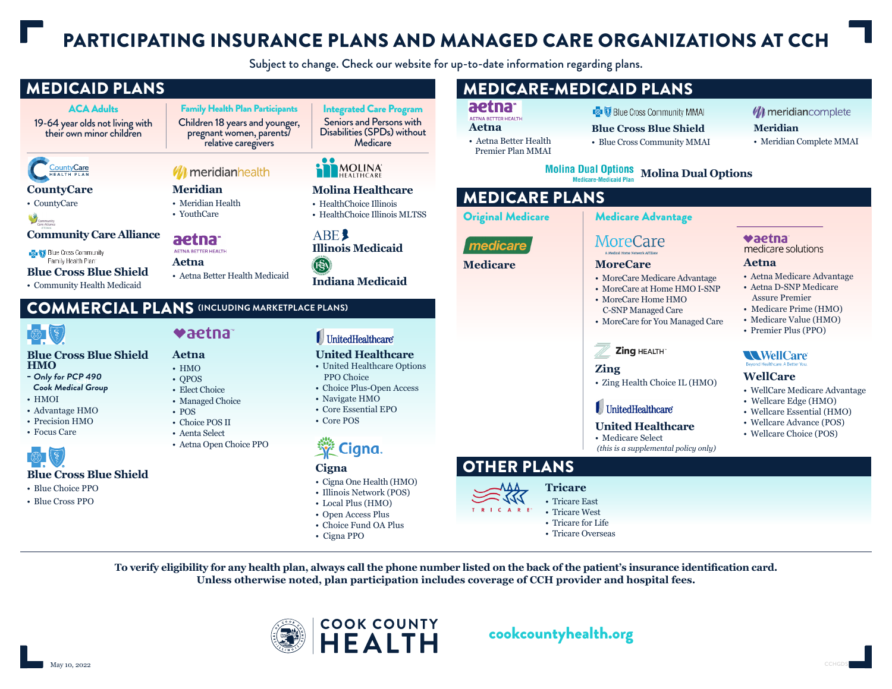# PARTICIPATING INSURANCE PLANS AND MANAGED CARE ORGANIZATIONS AT CCH

Subject to change. Check our website for up-to-date information regarding plans.

## MEDICAID PLANS

**ACA Adults**
19-64 year olds not living with their own minor children

**Family Health Plan Participants**
Children 18 years and younger, pregnant women, parents/ relative caregivers

**Integrated Care Program**
Seniors and Persons with Disabilities (SPDs) without Medicare

### CountyCare
- CountyCare

### Community Care Alliance

### Blue Cross Blue Shield
- Community Health Medicaid

### Meridian
- Meridian Health
- YouthCare

### Aetna
- Aetna Better Health Medicaid

### Molina Healthcare
- HealthChoice Illinois
- HealthChoice Illinois MLTSS

### Illinois Medicaid

### Indiana Medicaid

## COMMERCIAL PLANS (INCLUDING MARKETPLACE PLANS)

### Blue Cross Blue Shield HMO
*– Only for PCP 490 Cook Medical Group*
- HMOI
- Advantage HMO
- Precision HMO
- Focus Care

### Blue Cross Blue Shield
- Blue Choice PPO
- Blue Cross PPO

### Aetna
- HMO
- QPOS
- Elect Choice
- Managed Choice
- POS
- Choice POS II
- Aenta Select
- Aetna Open Choice PPO

### United Healthcare
- United Healthcare Options PPO Choice
- Choice Plus-Open Access
- Navigate HMO
- Core Essential EPO
- Core POS

### Cigna
- Cigna One Health (HMO)
- Illinois Network (POS)
- Local Plus (HMO)
- Open Access Plus
- Choice Fund OA Plus
- Cigna PPO

## MEDICARE-MEDICAID PLANS

### Aetna
- Aetna Better Health Premier Plan MMAI

### Blue Cross Blue Shield
- Blue Cross Community MMAI

### Meridian
- Meridian Complete MMAI

### Molina Dual Options

## MEDICARE PLANS

**Original Medicare**

### Medicare

**Medicare Advantage**

### MoreCare
- MoreCare Medicare Advantage
- MoreCare at Home HMO I-SNP
- MoreCare Home HMO C-SNP Managed Care
- MoreCare for You Managed Care

### Zing
- Zing Health Choice IL (HMO)

### United Healthcare
- Medicare Select

*(this is a supplemental policy only)*

### Aetna
- Aetna Medicare Advantage
- Aetna D-SNP Medicare Assure Premier
- Medicare Prime (HMO)
- Medicare Value (HMO)
- Premier Plus (PPO)

### WellCare
- WellCare Medicare Advantage
- Wellcare Edge (HMO)
- Wellcare Essential (HMO)
- Wellcare Advance (POS)
- Wellcare Choice (POS)

## OTHER PLANS

### Tricare
- Tricare East
- Tricare West
- Tricare for Life
- Tricare Overseas

**To verify eligibility for any health plan, always call the phone number listed on the back of the patient's insurance identification card. Unless otherwise noted, plan participation includes coverage of CCH provider and hospital fees.**

COOK COUNTY HEALTH

cookcountyhealth.org

May 10, 2022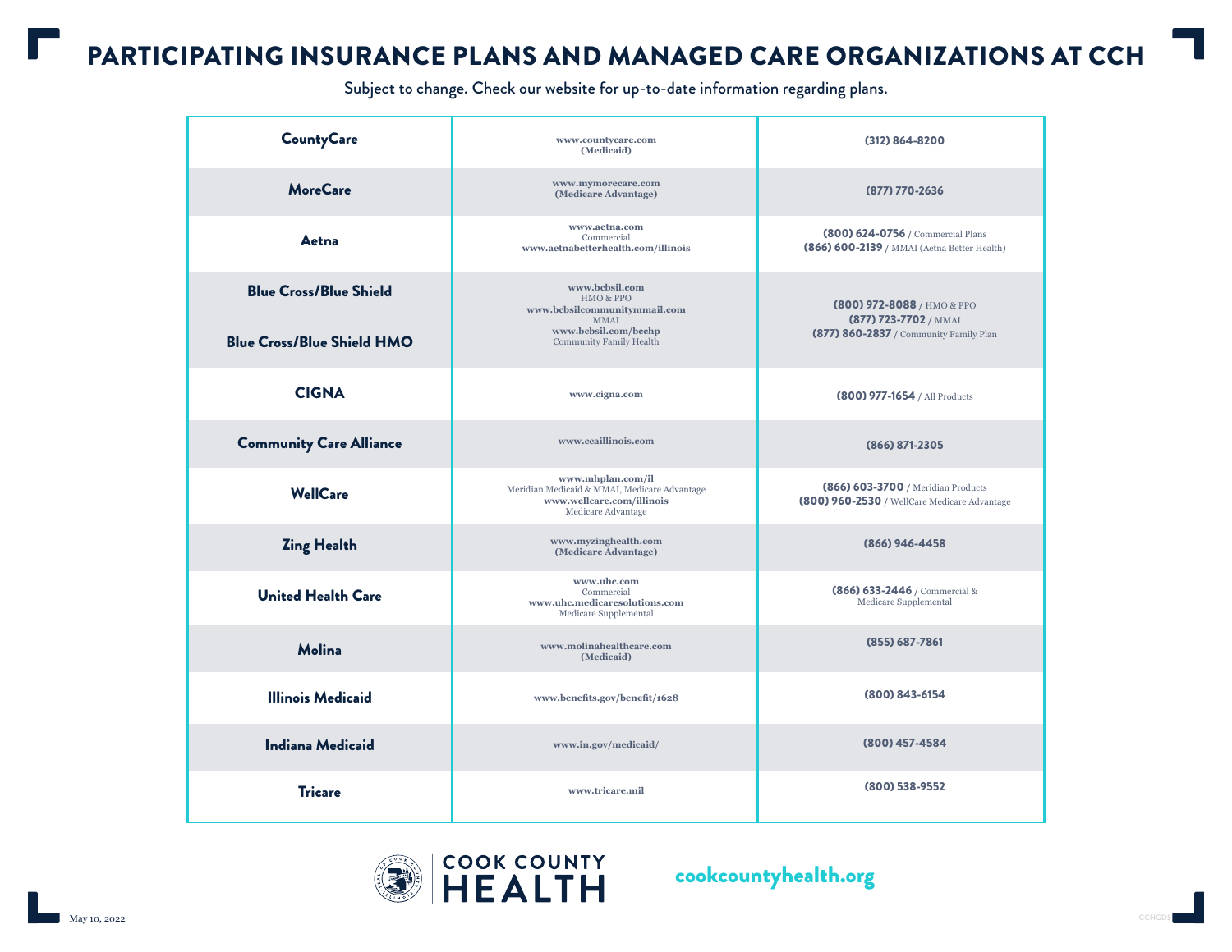# PARTICIPATING INSURANCE PLANS AND MANAGED CARE ORGANIZATIONS AT CCH

Subject to change. Check our website for up-to-date information regarding plans.

| | | |
|---|---|---|
| **CountyCare** | **www.countycare.com (Medicaid)** | **(312) 864-8200** |
| **MoreCare** | **www.mymorecare.com (Medicare Advantage)** | **(877) 770-2636** |
| **Aetna** | **www.aetna.com** Commercial **www.aetnabetterhealth.com/illinois** | **(800) 624-0756** / Commercial Plans **(866) 600-2139** / MMAI (Aetna Better Health) |
| **Blue Cross/Blue Shield** **Blue Cross/Blue Shield HMO** | **www.bcbsil.com** HMO & PPO **www.bcbsilcommunitymmail.com** MMAI **www.bcbsil.com/bcchp** Community Family Health | **(800) 972-8088** / HMO & PPO **(877) 723-7702** / MMAI **(877) 860-2837** / Community Family Plan |
| **CIGNA** | **www.cigna.com** | **(800) 977-1654** / All Products |
| **Community Care Alliance** | **www.ccaillinois.com** | **(866) 871-2305** |
| **WellCare** | **www.mhplan.com/il** Meridian Medicaid & MMAI, Medicare Advantage **www.wellcare.com/illinois** Medicare Advantage | **(866) 603-3700** / Meridian Products **(800) 960-2530** / WellCare Medicare Advantage |
| **Zing Health** | **www.myzinghealth.com (Medicare Advantage)** | **(866) 946-4458** |
| **United Health Care** | **www.uhc.com** Commercial **www.uhc.medicaresolutions.com** Medicare Supplemental | **(866) 633-2446** / Commercial & Medicare Supplemental |
| **Molina** | **www.molinahealthcare.com (Medicaid)** | **(855) 687-7861** |
| **Illinois Medicaid** | **www.benefits.gov/benefit/1628** | **(800) 843-6154** |
| **Indiana Medicaid** | **www.in.gov/medicaid/** | **(800) 457-4584** |
| **Tricare** | **www.tricare.mil** | **(800) 538-9552** |

COOK COUNTY HEALTH

**cookcountyhealth.org**

May 10, 2022